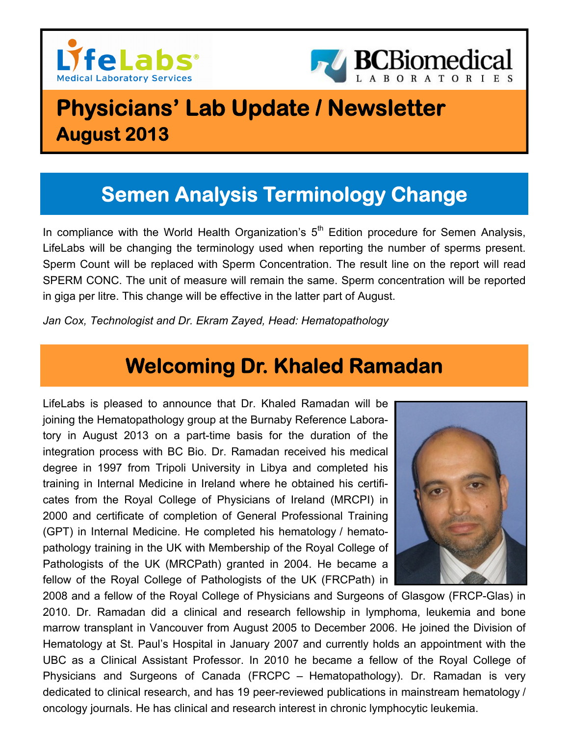LifeLabs Medical Laboratory Services

BCBiomedical LABORATORIES

# Physicians' Lab Update / Newsletter

**August 2013**

## Semen Analysis Terminology Change

In compliance with the World Health Organization's 5th Edition procedure for Semen Analysis, LifeLabs will be changing the terminology used when reporting the number of sperms present. Sperm Count will be replaced with Sperm Concentration. The result line on the report will read SPERM CONC. The unit of measure will remain the same. Sperm concentration will be reported in giga per litre. This change will be effective in the latter part of August.

*Jan Cox, Technologist and Dr. Ekram Zayed, Head: Hematopathology*

## Welcoming Dr. Khaled Ramadan

LifeLabs is pleased to announce that Dr. Khaled Ramadan will be joining the Hematopathology group at the Burnaby Reference Laboratory in August 2013 on a part-time basis for the duration of the integration process with BC Bio. Dr. Ramadan received his medical degree in 1997 from Tripoli University in Libya and completed his training in Internal Medicine in Ireland where he obtained his certificates from the Royal College of Physicians of Ireland (MRCPI) in 2000 and certificate of completion of General Professional Training (GPT) in Internal Medicine. He completed his hematology / hematopathology training in the UK with Membership of the Royal College of Pathologists of the UK (MRCPath) granted in 2004. He became a fellow of the Royal College of Pathologists of the UK (FRCPath) in 2008 and a fellow of the Royal College of Physicians and Surgeons of Glasgow (FRCP-Glas) in 2010. Dr. Ramadan did a clinical and research fellowship in lymphoma, leukemia and bone marrow transplant in Vancouver from August 2005 to December 2006. He joined the Division of Hematology at St. Paul's Hospital in January 2007 and currently holds an appointment with the UBC as a Clinical Assistant Professor. In 2010 he became a fellow of the Royal College of Physicians and Surgeons of Canada (FRCPC – Hematopathology). Dr. Ramadan is very dedicated to clinical research, and has 19 peer-reviewed publications in mainstream hematology / oncology journals. He has clinical and research interest in chronic lymphocytic leukemia.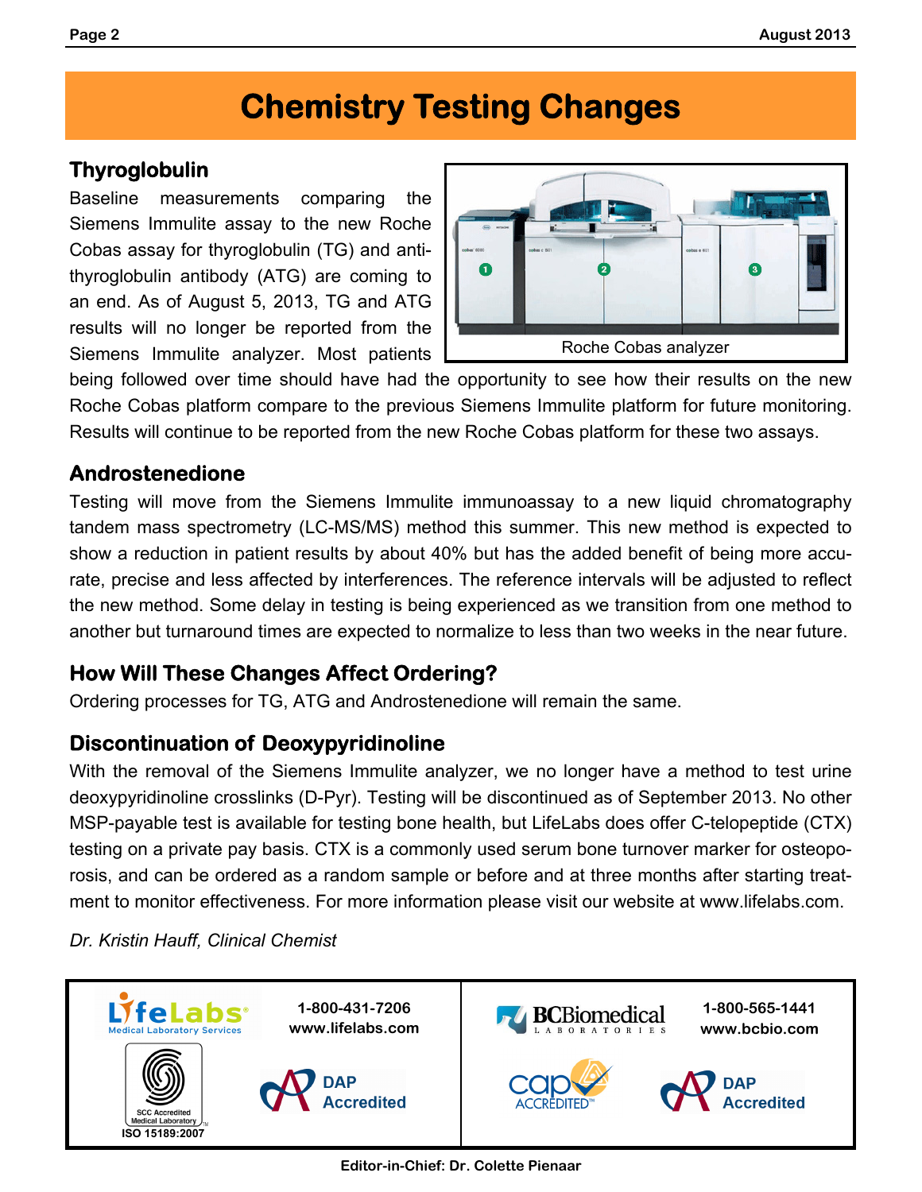# Chemistry Testing Changes

## Thyroglobulin

Baseline measurements comparing the Siemens Immulite assay to the new Roche Cobas assay for thyroglobulin (TG) and anti-thyroglobulin antibody (ATG) are coming to an end. As of August 5, 2013, TG and ATG results will no longer be reported from the Siemens Immulite analyzer. Most patients being followed over time should have had the opportunity to see how their results on the new Roche Cobas platform compare to the previous Siemens Immulite platform for future monitoring. Results will continue to be reported from the new Roche Cobas platform for these two assays.

Roche Cobas analyzer

## Androstenedione

Testing will move from the Siemens Immulite immunoassay to a new liquid chromatography tandem mass spectrometry (LC-MS/MS) method this summer. This new method is expected to show a reduction in patient results by about 40% but has the added benefit of being more accurate, precise and less affected by interferences. The reference intervals will be adjusted to reflect the new method. Some delay in testing is being experienced as we transition from one method to another but turnaround times are expected to normalize to less than two weeks in the near future.

## How Will These Changes Affect Ordering?

Ordering processes for TG, ATG and Androstenedione will remain the same.

## Discontinuation of Deoxypyridinoline

With the removal of the Siemens Immulite analyzer, we no longer have a method to test urine deoxypyridinoline crosslinks (D-Pyr). Testing will be discontinued as of September 2013. No other MSP-payable test is available for testing bone health, but LifeLabs does offer C-telopeptide (CTX) testing on a private pay basis. CTX is a commonly used serum bone turnover marker for osteoporosis, and can be ordered as a random sample or before and at three months after starting treatment to monitor effectiveness. For more information please visit our website at www.lifelabs.com.

*Dr. Kristin Hauff, Clinical Chemist*

LifeLabs Medical Laboratory Services — 1-800-431-7206, www.lifelabs.com

SCC Accredited Medical Laboratory ISO 15189:2007

DAP Accredited

BCBiomedical Laboratories — 1-800-565-1441, www.bcbio.com

CAP ACCREDITED™

DAP Accredited

Editor-in-Chief: Dr. Colette Pienaar